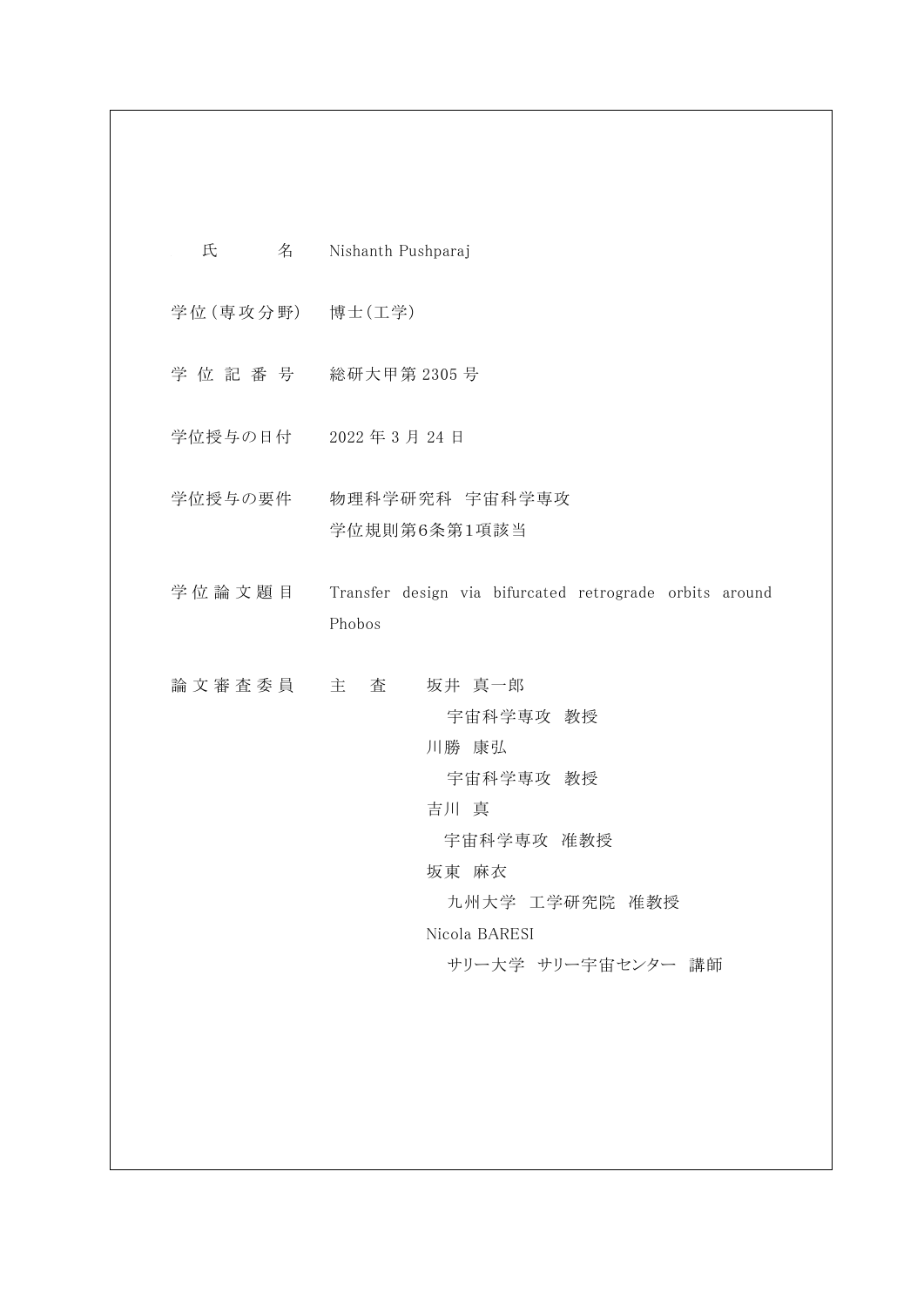| | |
|---|---|
| 氏　　　名 | Nishanth Pushparaj |
| 学位(専攻分野) | 博士(工学) |
| 学 位 記 番 号 | 総研大甲第 2305 号 |
| 学位授与の日付 | 2022 年 3 月 24 日 |
| 学位授与の要件 | 物理科学研究科　宇宙科学専攻<br>学位規則第6条第1項該当 |
| 学 位 論 文 題 目 | Transfer design via bifurcated retrograde orbits around Phobos |
| 論 文 審 査 委 員 | 主　査　　坂井 真一郎<br>宇宙科学専攻　教授<br>川勝 康弘<br>宇宙科学専攻　教授<br>吉川 真<br>宇宙科学専攻　准教授<br>坂東 麻衣<br>九州大学　工学研究院　准教授<br>Nicola BARESI<br>サリー大学　サリー宇宙センター　講師 |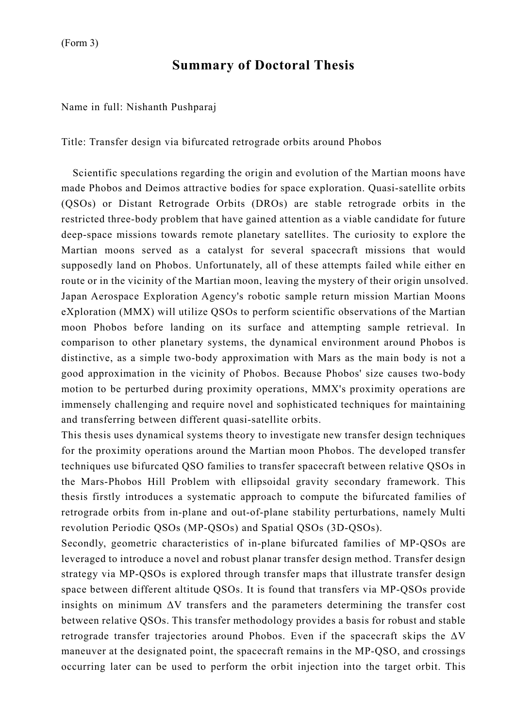(Form 3)

# Summary of Doctoral Thesis

Name in full: Nishanth Pushparaj

Title: Transfer design via bifurcated retrograde orbits around Phobos

Scientific speculations regarding the origin and evolution of the Martian moons have made Phobos and Deimos attractive bodies for space exploration. Quasi-satellite orbits (QSOs) or Distant Retrograde Orbits (DROs) are stable retrograde orbits in the restricted three-body problem that have gained attention as a viable candidate for future deep-space missions towards remote planetary satellites. The curiosity to explore the Martian moons served as a catalyst for several spacecraft missions that would supposedly land on Phobos. Unfortunately, all of these attempts failed while either en route or in the vicinity of the Martian moon, leaving the mystery of their origin unsolved. Japan Aerospace Exploration Agency's robotic sample return mission Martian Moons eXploration (MMX) will utilize QSOs to perform scientific observations of the Martian moon Phobos before landing on its surface and attempting sample retrieval. In comparison to other planetary systems, the dynamical environment around Phobos is distinctive, as a simple two-body approximation with Mars as the main body is not a good approximation in the vicinity of Phobos. Because Phobos' size causes two-body motion to be perturbed during proximity operations, MMX's proximity operations are immensely challenging and require novel and sophisticated techniques for maintaining and transferring between different quasi-satellite orbits.

This thesis uses dynamical systems theory to investigate new transfer design techniques for the proximity operations around the Martian moon Phobos. The developed transfer techniques use bifurcated QSO families to transfer spacecraft between relative QSOs in the Mars-Phobos Hill Problem with ellipsoidal gravity secondary framework. This thesis firstly introduces a systematic approach to compute the bifurcated families of retrograde orbits from in-plane and out-of-plane stability perturbations, namely Multi revolution Periodic QSOs (MP-QSOs) and Spatial QSOs (3D-QSOs).

Secondly, geometric characteristics of in-plane bifurcated families of MP-QSOs are leveraged to introduce a novel and robust planar transfer design method. Transfer design strategy via MP-QSOs is explored through transfer maps that illustrate transfer design space between different altitude QSOs. It is found that transfers via MP-QSOs provide insights on minimum $\Delta V$ transfers and the parameters determining the transfer cost between relative QSOs. This transfer methodology provides a basis for robust and stable retrograde transfer trajectories around Phobos. Even if the spacecraft skips the $\Delta V$ maneuver at the designated point, the spacecraft remains in the MP-QSO, and crossings occurring later can be used to perform the orbit injection into the target orbit. This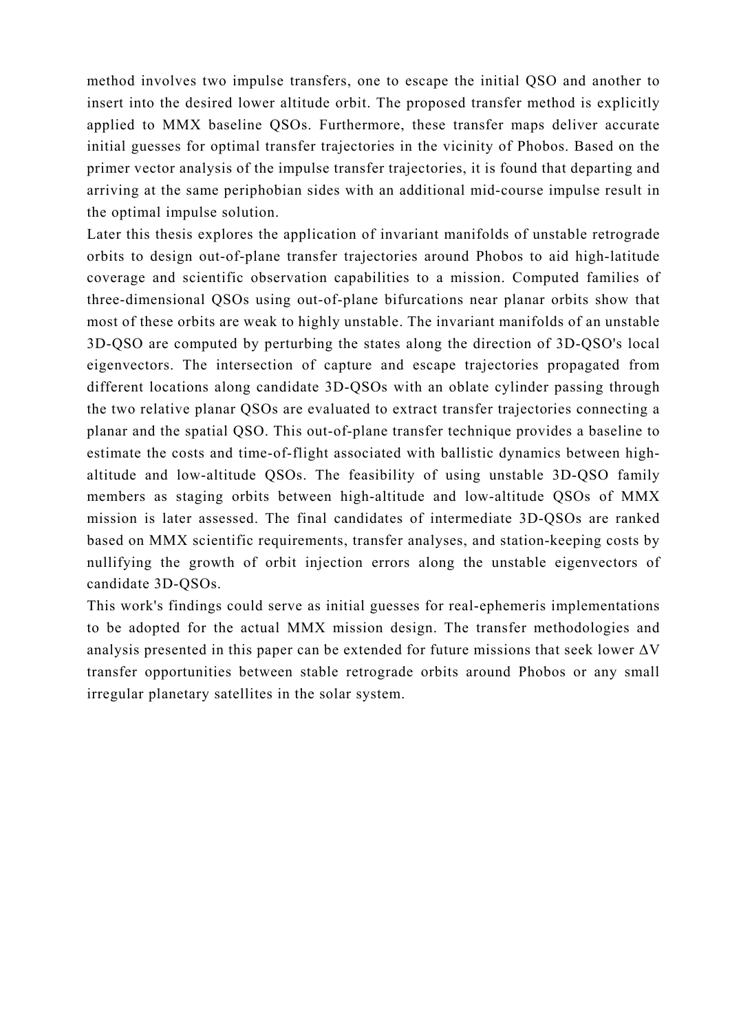method involves two impulse transfers, one to escape the initial QSO and another to insert into the desired lower altitude orbit. The proposed transfer method is explicitly applied to MMX baseline QSOs. Furthermore, these transfer maps deliver accurate initial guesses for optimal transfer trajectories in the vicinity of Phobos. Based on the primer vector analysis of the impulse transfer trajectories, it is found that departing and arriving at the same periphobian sides with an additional mid-course impulse result in the optimal impulse solution.

Later this thesis explores the application of invariant manifolds of unstable retrograde orbits to design out-of-plane transfer trajectories around Phobos to aid high-latitude coverage and scientific observation capabilities to a mission. Computed families of three-dimensional QSOs using out-of-plane bifurcations near planar orbits show that most of these orbits are weak to highly unstable. The invariant manifolds of an unstable 3D-QSO are computed by perturbing the states along the direction of 3D-QSO's local eigenvectors. The intersection of capture and escape trajectories propagated from different locations along candidate 3D-QSOs with an oblate cylinder passing through the two relative planar QSOs are evaluated to extract transfer trajectories connecting a planar and the spatial QSO. This out-of-plane transfer technique provides a baseline to estimate the costs and time-of-flight associated with ballistic dynamics between high-altitude and low-altitude QSOs. The feasibility of using unstable 3D-QSO family members as staging orbits between high-altitude and low-altitude QSOs of MMX mission is later assessed. The final candidates of intermediate 3D-QSOs are ranked based on MMX scientific requirements, transfer analyses, and station-keeping costs by nullifying the growth of orbit injection errors along the unstable eigenvectors of candidate 3D-QSOs.

This work's findings could serve as initial guesses for real-ephemeris implementations to be adopted for the actual MMX mission design. The transfer methodologies and analysis presented in this paper can be extended for future missions that seek lower $\Delta V$ transfer opportunities between stable retrograde orbits around Phobos or any small irregular planetary satellites in the solar system.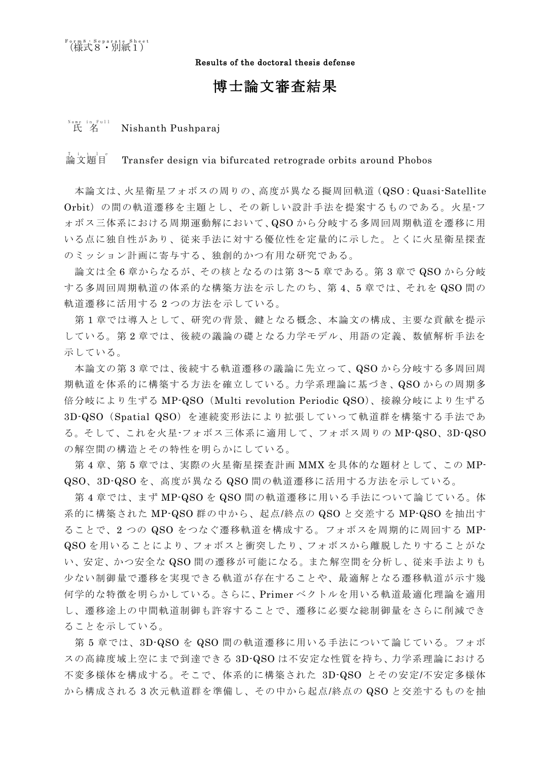（様式８・別紙１）

Results of the doctoral thesis defense

# 博士論文審査結果

氏　名　Nishanth Pushparaj

論文題目　Transfer design via bifurcated retrograde orbits around Phobos

本論文は、火星衛星フォボスの周りの、高度が異なる擬周回軌道（QSO : Quasi-Satellite Orbit）の間の軌道遷移を主題とし、その新しい設計手法を提案するものである。火星-フォボス三体系における周期運動解において、QSO から分岐する多周回周期軌道を遷移に用いる点に独自性があり、従来手法に対する優位性を定量的に示した。とくに火星衛星探査のミッション計画に寄与する、独創的かつ有用な研究である。

論文は全 6 章からなるが、その核となるのは第 3～5 章である。第 3 章で QSO から分岐する多周回周期軌道の体系的な構築方法を示したのち、第 4、5 章では、それを QSO 間の軌道遷移に活用する 2 つの方法を示している。

第 1 章では導入として、研究の背景、鍵となる概念、本論文の構成、主要な貢献を提示している。第 2 章では、後続の議論の礎となる力学モデル、用語の定義、数値解析手法を示している。

本論文の第 3 章では、後続する軌道遷移の議論に先立って、QSO から分岐する多周回周期軌道を体系的に構築する方法を確立している。力学系理論に基づき、QSO からの周期多倍分岐により生ずる MP-QSO（Multi revolution Periodic QSO）、接線分岐により生ずる 3D-QSO（Spatial QSO）を連続変形法により拡張していって軌道群を構築する手法である。そして、これを火星-フォボス三体系に適用して、フォボス周りの MP-QSO、3D-QSO の解空間の構造とその特性を明らかにしている。

第 4 章、第 5 章では、実際の火星衛星探査計画 MMX を具体的な題材として、この MP-QSO、3D-QSO を、高度が異なる QSO 間の軌道遷移に活用する方法を示している。

第 4 章では、まず MP-QSO を QSO 間の軌道遷移に用いる手法について論じている。体系的に構築された MP-QSO 群の中から、起点/終点の QSO と交差する MP-QSO を抽出することで、2 つの QSO をつなぐ遷移軌道を構成する。フォボスを周期的に周回する MP-QSO を用いることにより、フォボスと衝突したり、フォボスから離脱したりすることがない、安定、かつ安全な QSO 間の遷移が可能になる。また解空間を分析し、従来手法よりも少ない制御量で遷移を実現できる軌道が存在することや、最適解となる遷移軌道が示す幾何学的な特徴を明らかしている。さらに、Primer ベクトルを用いる軌道最適化理論を適用し、遷移途上の中間軌道制御も許容することで、遷移に必要な総制御量をさらに削減できることを示している。

第 5 章では、3D-QSO を QSO 間の軌道遷移に用いる手法について論じている。フォボスの高緯度域上空にまで到達できる 3D-QSO は不安定な性質を持ち、力学系理論における不変多様体を構成する。そこで、体系的に構築された 3D-QSO とその安定/不安定多様体から構成される 3 次元軌道群を準備し、その中から起点/終点の QSO と交差するものを抽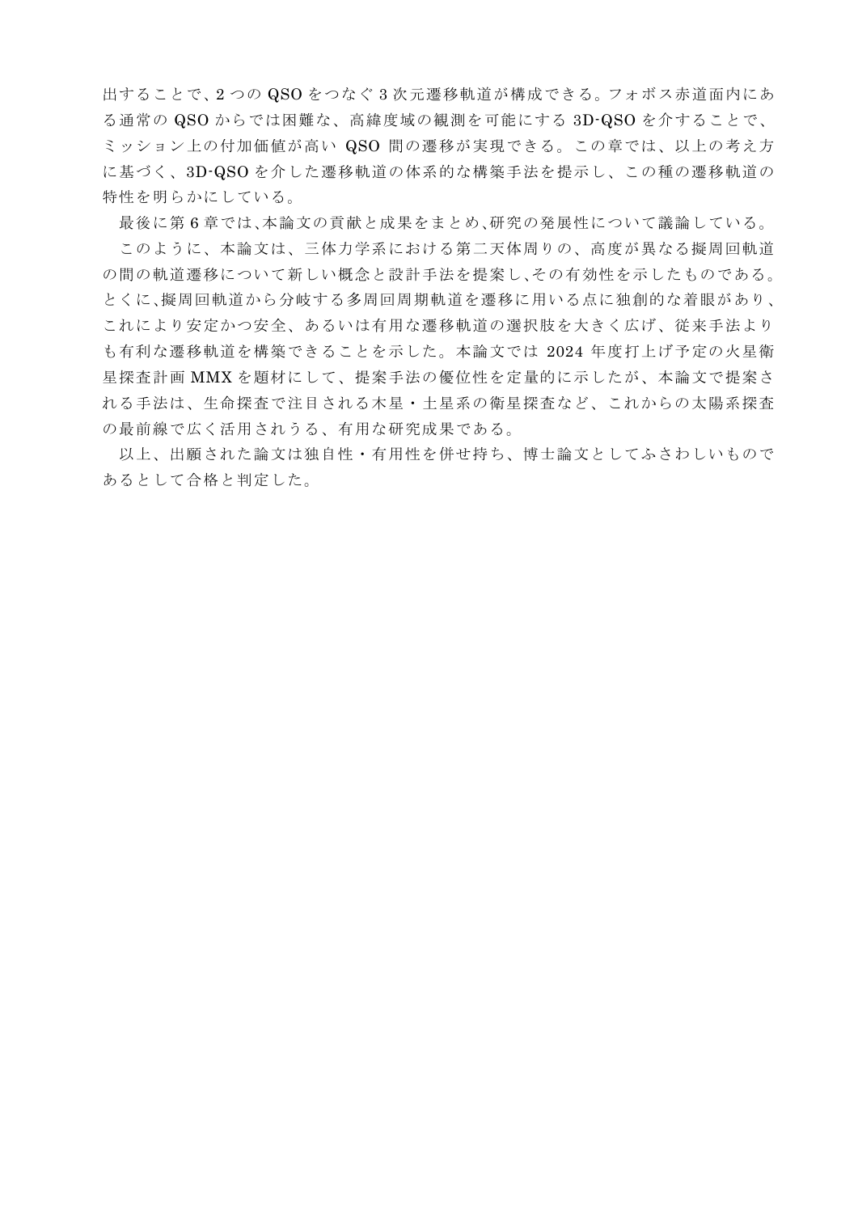出することで、2 つの QSO をつなぐ 3 次元遷移軌道が構成できる。フォボス赤道面内にある通常の QSO からでは困難な、高緯度域の観測を可能にする 3D-QSO を介することで、ミッション上の付加価値が高い QSO 間の遷移が実現できる。この章では、以上の考え方に基づく、3D-QSO を介した遷移軌道の体系的な構築手法を提示し、この種の遷移軌道の特性を明らかにしている。

最後に第 6 章では、本論文の貢献と成果をまとめ、研究の発展性について議論している。

このように、本論文は、三体力学系における第二天体周りの、高度が異なる擬周回軌道の間の軌道遷移について新しい概念と設計手法を提案し、その有効性を示したものである。とくに、擬周回軌道から分岐する多周回周期軌道を遷移に用いる点に独創的な着眼があり、これにより安定かつ安全、あるいは有用な遷移軌道の選択肢を大きく広げ、従来手法よりも有利な遷移軌道を構築できることを示した。本論文では 2024 年度打上げ予定の火星衛星探査計画 MMX を題材にして、提案手法の優位性を定量的に示したが、本論文で提案される手法は、生命探査で注目される木星・土星系の衛星探査など、これからの太陽系探査の最前線で広く活用されうる、有用な研究成果である。

以上、出願された論文は独自性・有用性を併せ持ち、博士論文としてふさわしいものであるとして合格と判定した。